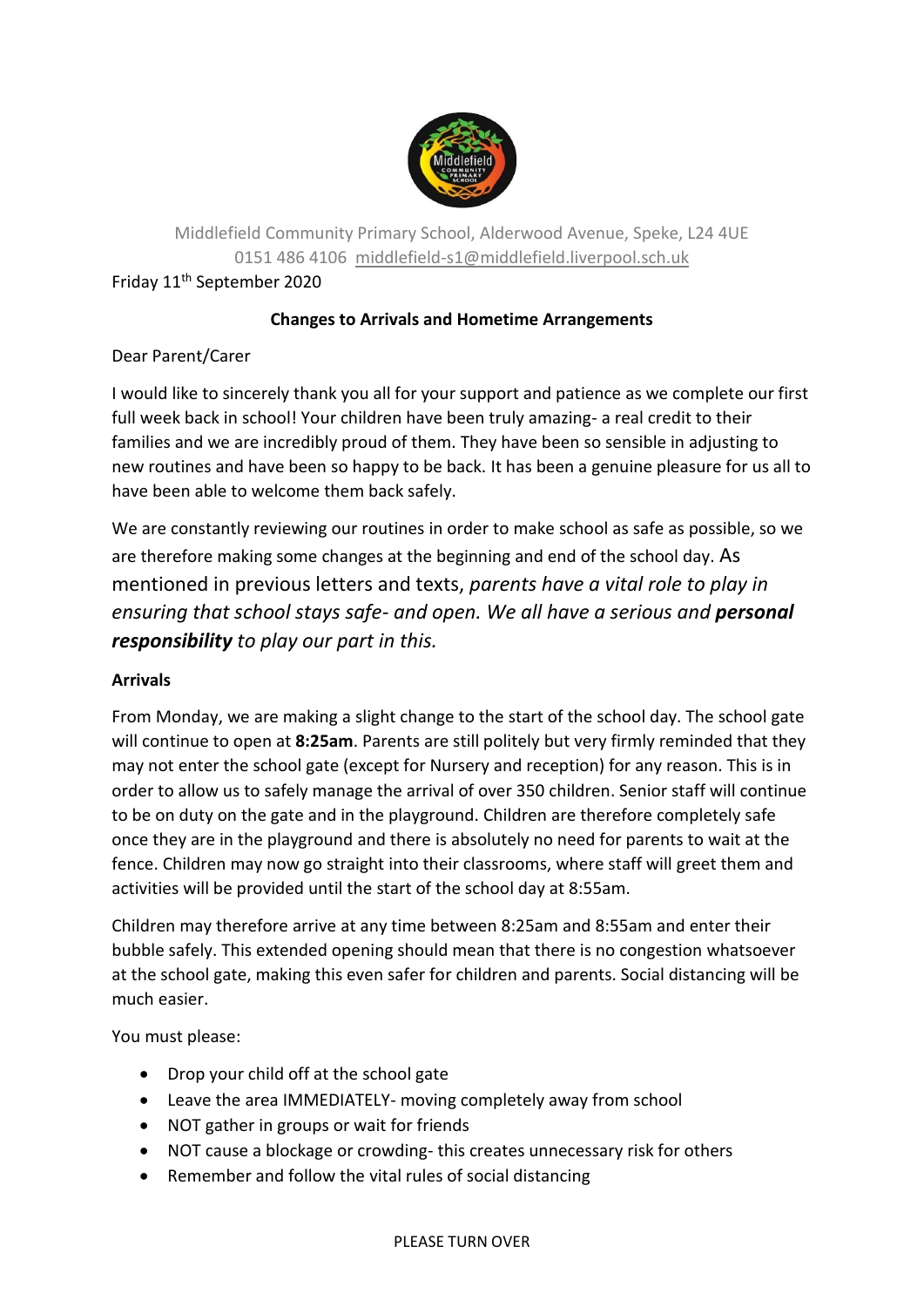Middlefield Community Primary School, Alderwood Avenue, Speke, L24 4UE
0151 486 4106 middlefield-s1@middlefield.liverpool.sch.uk

Friday 11th September 2020

**Changes to Arrivals and Hometime Arrangements**

Dear Parent/Carer

I would like to sincerely thank you all for your support and patience as we complete our first full week back in school! Your children have been truly amazing- a real credit to their families and we are incredibly proud of them. They have been so sensible in adjusting to new routines and have been so happy to be back. It has been a genuine pleasure for us all to have been able to welcome them back safely.

We are constantly reviewing our routines in order to make school as safe as possible, so we are therefore making some changes at the beginning and end of the school day. As mentioned in previous letters and texts, *parents have a vital role to play in ensuring that school stays safe- and open. We all have a serious and **personal responsibility** to play our part in this.*

**Arrivals**

From Monday, we are making a slight change to the start of the school day. The school gate will continue to open at **8:25am**. Parents are still politely but very firmly reminded that they may not enter the school gate (except for Nursery and reception) for any reason. This is in order to allow us to safely manage the arrival of over 350 children. Senior staff will continue to be on duty on the gate and in the playground. Children are therefore completely safe once they are in the playground and there is absolutely no need for parents to wait at the fence. Children may now go straight into their classrooms, where staff will greet them and activities will be provided until the start of the school day at 8:55am.

Children may therefore arrive at any time between 8:25am and 8:55am and enter their bubble safely. This extended opening should mean that there is no congestion whatsoever at the school gate, making this even safer for children and parents. Social distancing will be much easier.

You must please:

- Drop your child off at the school gate
- Leave the area IMMEDIATELY- moving completely away from school
- NOT gather in groups or wait for friends
- NOT cause a blockage or crowding- this creates unnecessary risk for others
- Remember and follow the vital rules of social distancing

PLEASE TURN OVER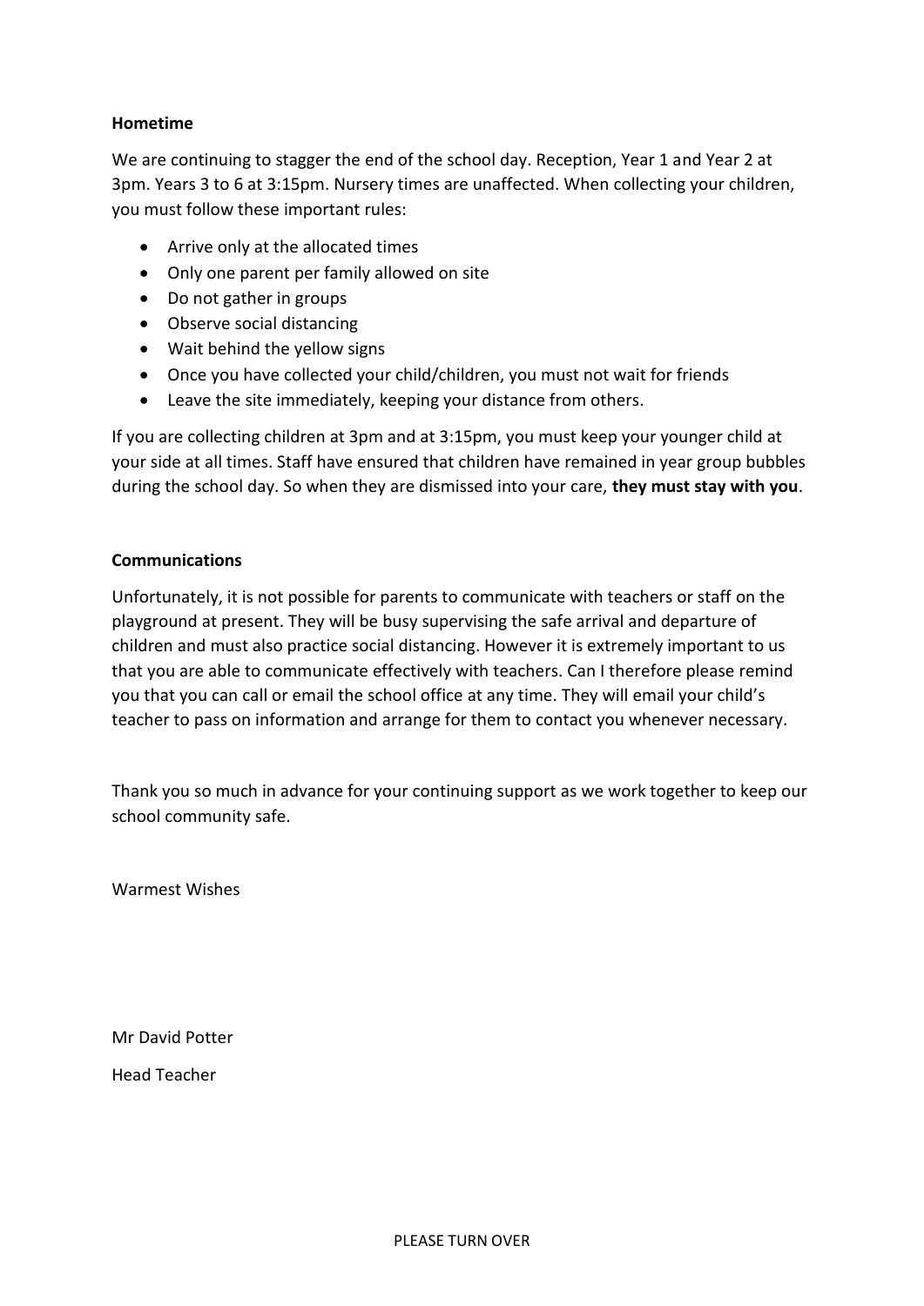**Hometime**

We are continuing to stagger the end of the school day. Reception, Year 1 and Year 2 at 3pm. Years 3 to 6 at 3:15pm. Nursery times are unaffected. When collecting your children, you must follow these important rules:

- Arrive only at the allocated times
- Only one parent per family allowed on site
- Do not gather in groups
- Observe social distancing
- Wait behind the yellow signs
- Once you have collected your child/children, you must not wait for friends
- Leave the site immediately, keeping your distance from others.

If you are collecting children at 3pm and at 3:15pm, you must keep your younger child at your side at all times. Staff have ensured that children have remained in year group bubbles during the school day. So when they are dismissed into your care, **they must stay with you**.

**Communications**

Unfortunately, it is not possible for parents to communicate with teachers or staff on the playground at present. They will be busy supervising the safe arrival and departure of children and must also practice social distancing. However it is extremely important to us that you are able to communicate effectively with teachers. Can I therefore please remind you that you can call or email the school office at any time. They will email your child's teacher to pass on information and arrange for them to contact you whenever necessary.

Thank you so much in advance for your continuing support as we work together to keep our school community safe.

Warmest Wishes

Mr David Potter

Head Teacher

PLEASE TURN OVER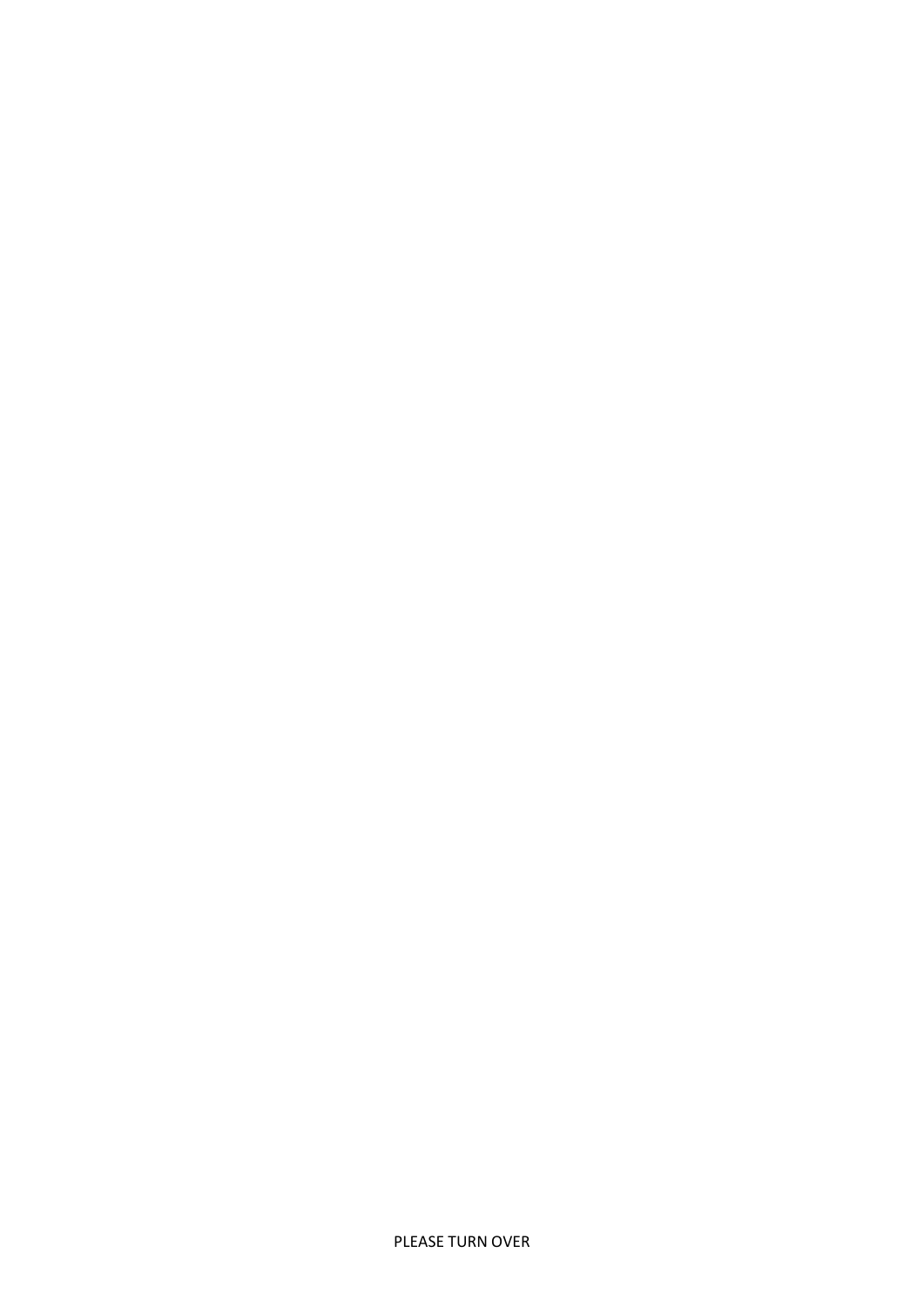PLEASE TURN OVER